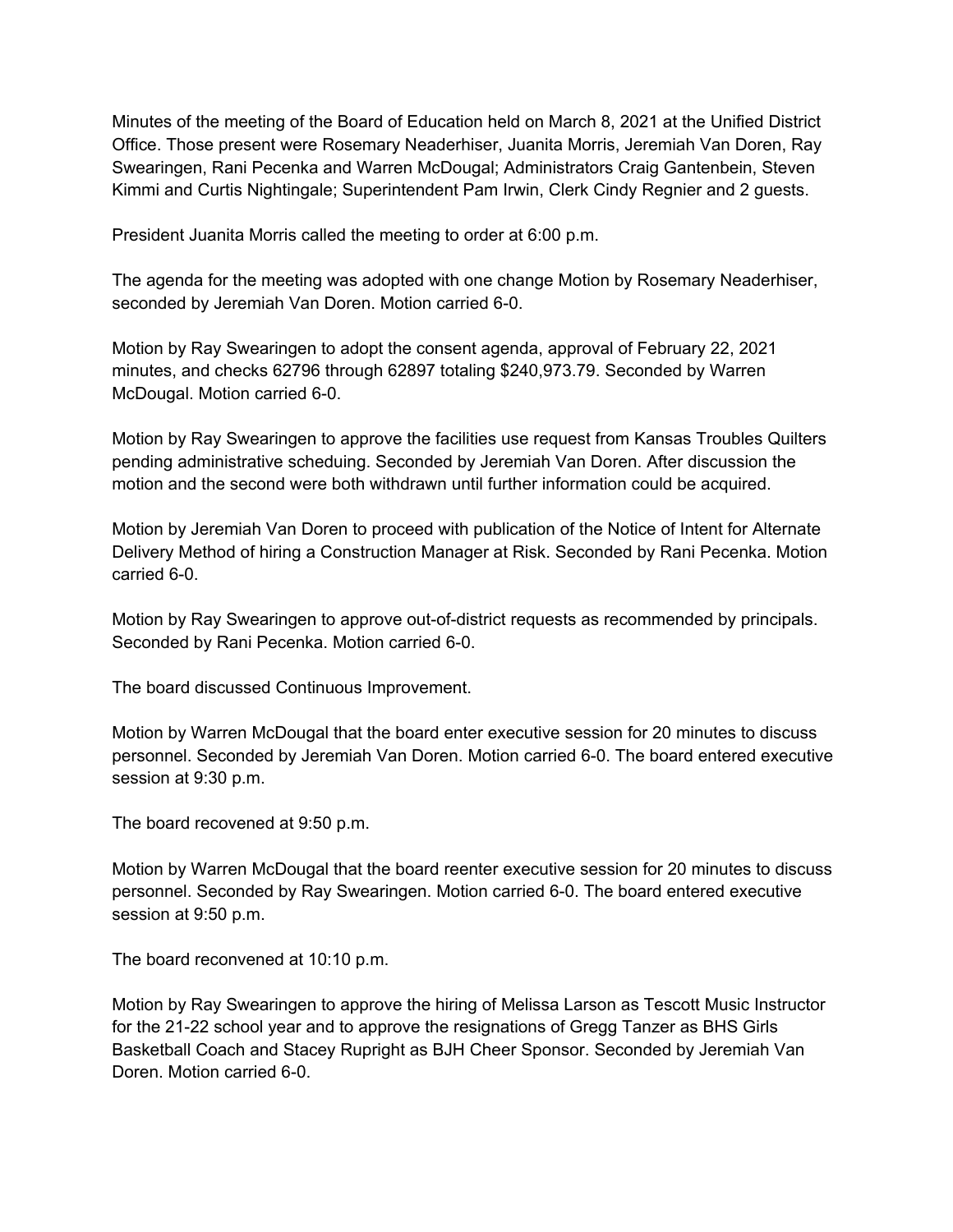Minutes of the meeting of the Board of Education held on March 8, 2021 at the Unified District Office. Those present were Rosemary Neaderhiser, Juanita Morris, Jeremiah Van Doren, Ray Swearingen, Rani Pecenka and Warren McDougal; Administrators Craig Gantenbein, Steven Kimmi and Curtis Nightingale; Superintendent Pam Irwin, Clerk Cindy Regnier and 2 guests.

President Juanita Morris called the meeting to order at 6:00 p.m.

The agenda for the meeting was adopted with one change Motion by Rosemary Neaderhiser, seconded by Jeremiah Van Doren. Motion carried 6-0.

Motion by Ray Swearingen to adopt the consent agenda, approval of February 22, 2021 minutes, and checks 62796 through 62897 totaling $240,973.79. Seconded by Warren McDougal. Motion carried 6-0.

Motion by Ray Swearingen to approve the facilities use request from Kansas Troubles Quilters pending administrative scheduing. Seconded by Jeremiah Van Doren. After discussion the motion and the second were both withdrawn until further information could be acquired.

Motion by Jeremiah Van Doren to proceed with publication of the Notice of Intent for Alternate Delivery Method of hiring a Construction Manager at Risk. Seconded by Rani Pecenka. Motion carried 6-0.

Motion by Ray Swearingen to approve out-of-district requests as recommended by principals. Seconded by Rani Pecenka. Motion carried 6-0.

The board discussed Continuous Improvement.

Motion by Warren McDougal that the board enter executive session for 20 minutes to discuss personnel. Seconded by Jeremiah Van Doren. Motion carried 6-0. The board entered executive session at 9:30 p.m.

The board recovened at 9:50 p.m.

Motion by Warren McDougal that the board reenter executive session for 20 minutes to discuss personnel. Seconded by Ray Swearingen. Motion carried 6-0. The board entered executive session at 9:50 p.m.

The board reconvened at 10:10 p.m.

Motion by Ray Swearingen to approve the hiring of Melissa Larson as Tescott Music Instructor for the 21-22 school year and to approve the resignations of Gregg Tanzer as BHS Girls Basketball Coach and Stacey Rupright as BJH Cheer Sponsor. Seconded by Jeremiah Van Doren. Motion carried 6-0.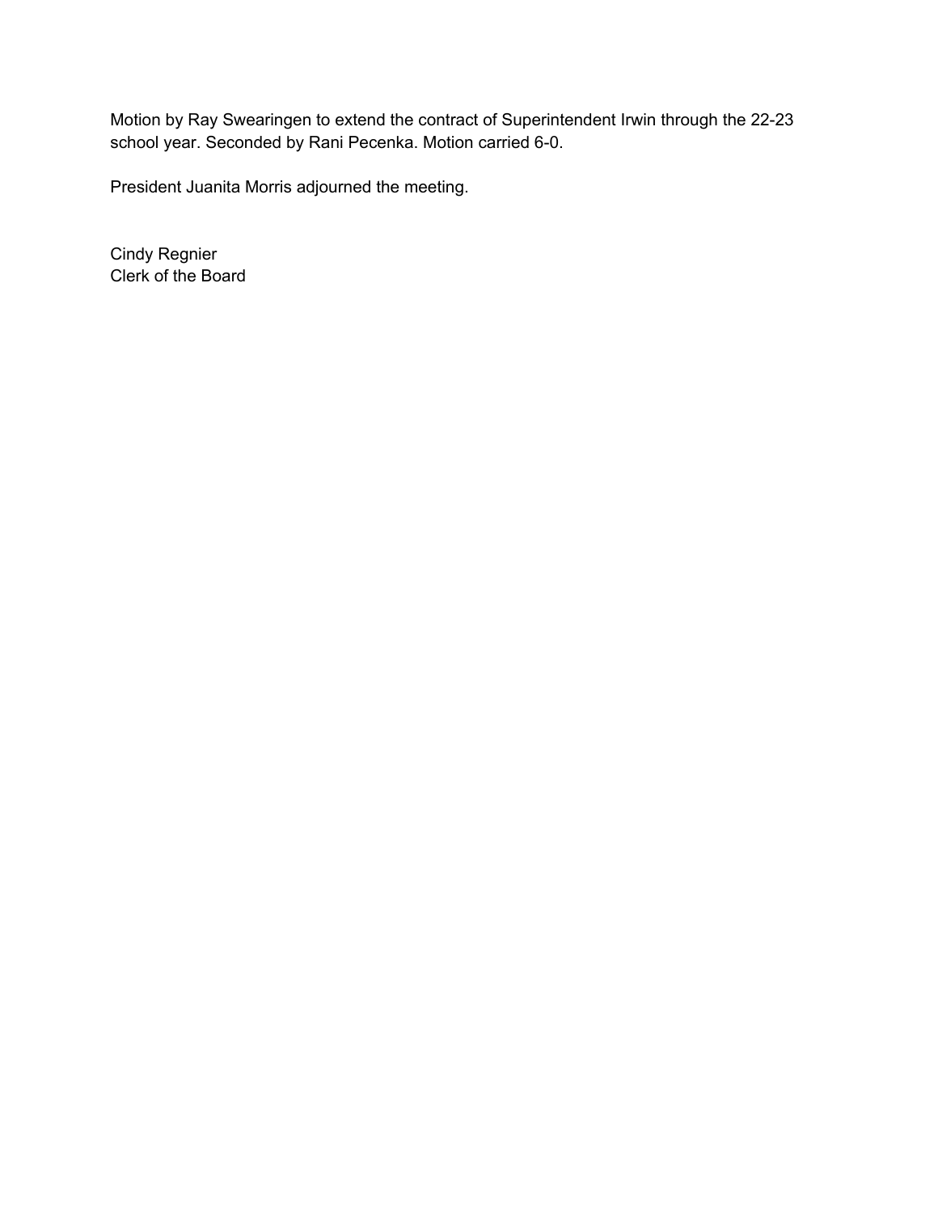Motion by Ray Swearingen to extend the contract of Superintendent Irwin through the 22-23 school year. Seconded by Rani Pecenka. Motion carried 6-0.

President Juanita Morris adjourned the meeting.

Cindy Regnier
Clerk of the Board